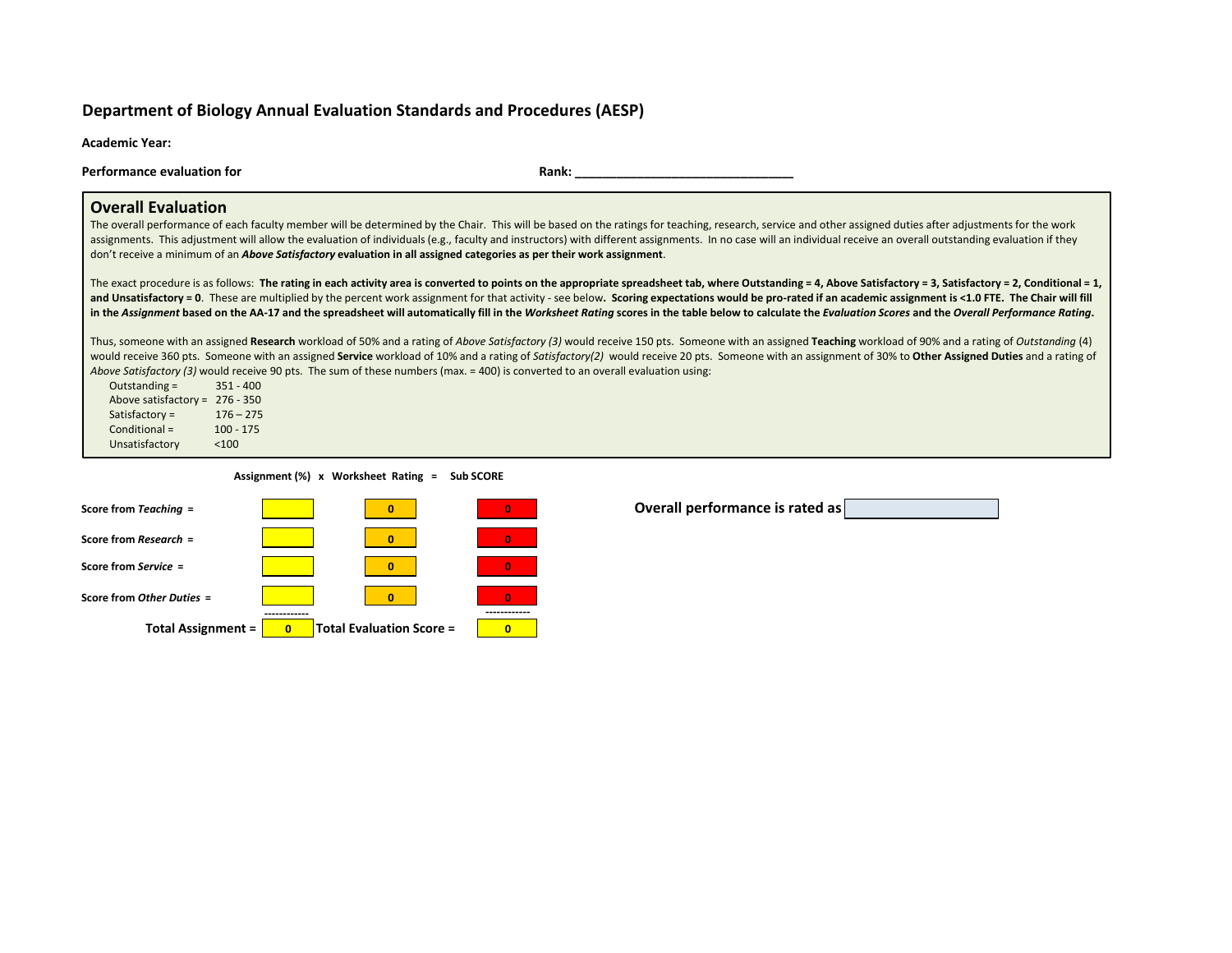# Department of Biology Annual Evaluation Standards and Procedures (AESP)

**Academic Year:**

**Performance evaluation for** **Rank: ______________________________**

## Overall Evaluation

The overall performance of each faculty member will be determined by the Chair. This will be based on the ratings for teaching, research, service and other assigned duties after adjustments for the work assignments. This adjustment will allow the evaluation of individuals (e.g., faculty and instructors) with different assignments. In no case will an individual receive an overall outstanding evaluation if they don't receive a minimum of an ***Above Satisfactory*** **evaluation in all assigned categories as per their work assignment**.

The exact procedure is as follows: **The rating in each activity area is converted to points on the appropriate spreadsheet tab, where Outstanding = 4, Above Satisfactory = 3, Satisfactory = 2, Conditional = 1, and Unsatisfactory = 0**. These are multiplied by the percent work assignment for that activity - see below**. Scoring expectations would be pro-rated if an academic assignment is <1.0 FTE. The Chair will fill in the *Assignment* based on the AA-17 and the spreadsheet will automatically fill in the *Worksheet Rating* scores in the table below to calculate the *Evaluation Scores* and the *Overall Performance Rating*.**

Thus, someone with an assigned **Research** workload of 50% and a rating of *Above Satisfactory (3)* would receive 150 pts. Someone with an assigned **Teaching** workload of 90% and a rating of *Outstanding* (4) would receive 360 pts. Someone with an assigned **Service** workload of 10% and a rating of *Satisfactory(2)* would receive 20 pts. Someone with an assignment of 30% to **Other Assigned Duties** and a rating of *Above Satisfactory (3)* would receive 90 pts. The sum of these numbers (max. = 400) is converted to an overall evaluation using:

- Outstanding = 351 - 400
- Above satisfactory = 276 - 350
- Satisfactory = 176 – 275
- Conditional = 100 - 175
- Unsatisfactory <100

| | Assignment (%) | x Worksheet Rating = | Sub SCORE |
|---|---|---|---|
| **Score from *Teaching* =** | | 0 | 0 |
| **Score from *Research* =** | | 0 | 0 |
| **Score from *Service* =** | | 0 | 0 |
| **Score from *Other Duties* =** | | 0 | 0 |
| **Total Assignment =** | 0 | **Total Evaluation Score =** | 0 |

**Overall performance is rated as**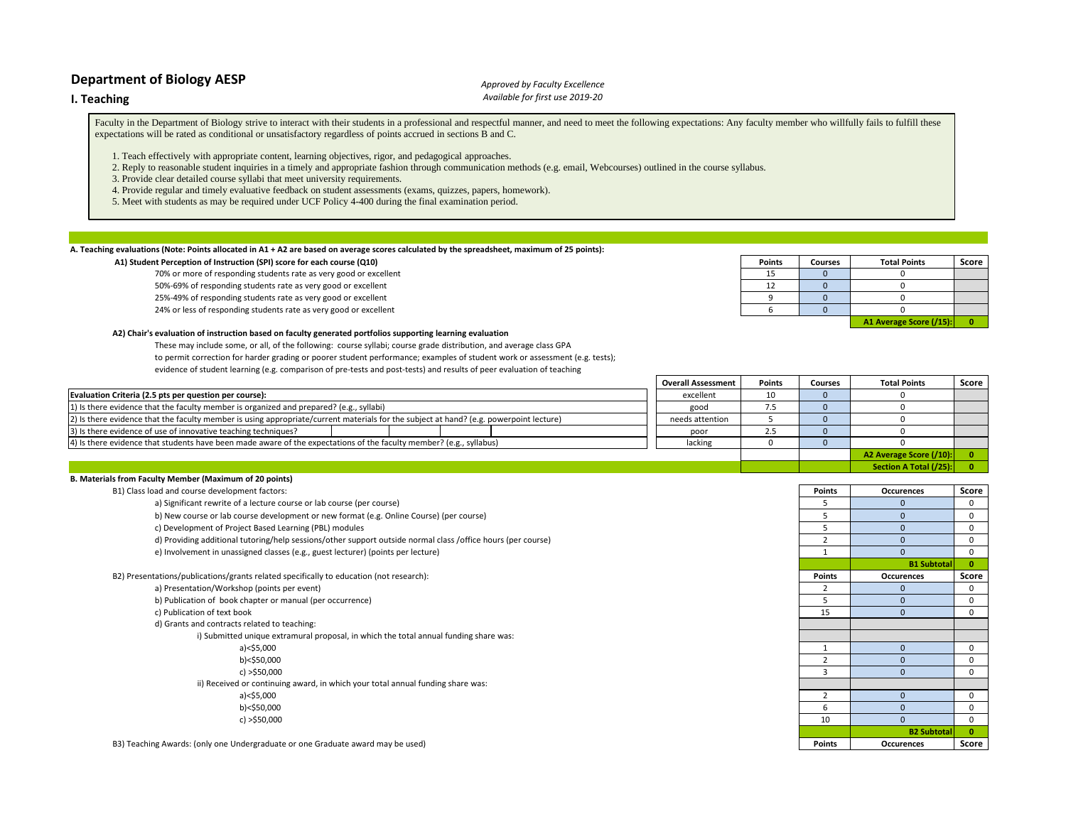# Department of Biology AESP

*Approved by Faculty Excellence*
*Available for first use 2019-20*

## I. Teaching

Faculty in the Department of Biology strive to interact with their students in a professional and respectful manner, and need to meet the following expectations: Any faculty member who willfully fails to fulfill these expectations will be rated as conditional or unsatisfactory regardless of points accrued in sections B and C.

1. Teach effectively with appropriate content, learning objectives, rigor, and pedagogical approaches.
2. Reply to reasonable student inquiries in a timely and appropriate fashion through communication methods (e.g. email, Webcourses) outlined in the course syllabus.
3. Provide clear detailed course syllabi that meet university requirements.
4. Provide regular and timely evaluative feedback on student assessments (exams, quizzes, papers, homework).
5. Meet with students as may be required under UCF Policy 4-400 during the final examination period.

**A. Teaching evaluations (Note: Points allocated in A1 + A2 are based on average scores calculated by the spreadsheet, maximum of 25 points):**

**A1) Student Perception of Instruction (SPI) score for each course (Q10)**

| | Points | Courses | Total Points | Score |
|---|---|---|---|---|
| 70% or more of responding students rate as very good or excellent | 15 | 0 | 0 | |
| 50%-69% of responding students rate as very good or excellent | 12 | 0 | 0 | |
| 25%-49% of responding students rate as very good or excellent | 9 | 0 | 0 | |
| 24% or less of responding students rate as very good or excellent | 6 | 0 | 0 | |
| | | | **A1 Average Score (/15):** | **0** |

**A2) Chair's evaluation of instruction based on faculty generated portfolios supporting learning evaluation**

These may include some, or all, of the following: course syllabi; course grade distribution, and average class GPA to permit correction for harder grading or poorer student performance; examples of student work or assessment (e.g. tests); evidence of student learning (e.g. comparison of pre-tests and post-tests) and results of peer evaluation of teaching

| **Evaluation Criteria (2.5 pts per question per course):** |
|---|
| 1) Is there evidence that the faculty member is organized and prepared? (e.g., syllabi) |
| 2) Is there evidence that the faculty member is using appropriate/current materials for the subject at hand? (e.g. powerpoint lecture) |
| 3) Is there evidence of use of innovative teaching techniques? |
| 4) Is there evidence that students have been made aware of the expectations of the faculty member? (e.g., syllabus) |

| Overall Assessment | Points | Courses | Total Points | Score |
|---|---|---|---|---|
| excellent | 10 | 0 | 0 | |
| good | 7.5 | 0 | 0 | |
| needs attention | 5 | 0 | 0 | |
| poor | 2.5 | 0 | 0 | |
| lacking | 0 | 0 | 0 | |
| | | | **A2 Average Score (/10):** | **0** |
| | | | **Section A Total (/25):** | **0** |

**B. Materials from Faculty Member (Maximum of 20 points)**

| B1) Class load and course development factors: | Points | Occurences | Score |
|---|---|---|---|
| a) Significant rewrite of a lecture course or lab course (per course) | 5 | 0 | 0 |
| b) New course or lab course development or new format (e.g. Online Course) (per course) | 5 | 0 | 0 |
| c) Development of Project Based Learning (PBL) modules | 5 | 0 | 0 |
| d) Providing additional tutoring/help sessions/other support outside normal class /office hours (per course) | 2 | 0 | 0 |
| e) Involvement in unassigned classes (e.g., guest lecturer) (points per lecture) | 1 | 0 | 0 |
| | | **B1 Subtotal** | **0** |

| B2) Presentations/publications/grants related specifically to education (not research): | Points | Occurences | Score |
|---|---|---|---|
| a) Presentation/Workshop (points per event) | 2 | 0 | 0 |
| b) Publication of book chapter or manual (per occurrence) | 5 | 0 | 0 |
| c) Publication of text book | 15 | 0 | 0 |
| d) Grants and contracts related to teaching: | | | |
| i) Submitted unique extramural proposal, in which the total annual funding share was: | | | |
| a)<$5,000 | 1 | 0 | 0 |
| b)<$50,000 | 2 | 0 | 0 |
| c) >$50,000 | 3 | 0 | 0 |
| ii) Received or continuing award, in which your total annual funding share was: | | | |
| a)<$5,000 | 2 | 0 | 0 |
| b)<$50,000 | 6 | 0 | 0 |
| c) >$50,000 | 10 | 0 | 0 |
| | | **B2 Subtotal** | **0** |

| B3) Teaching Awards: (only one Undergraduate or one Graduate award may be used) | Points | Occurences | Score |
|---|---|---|---|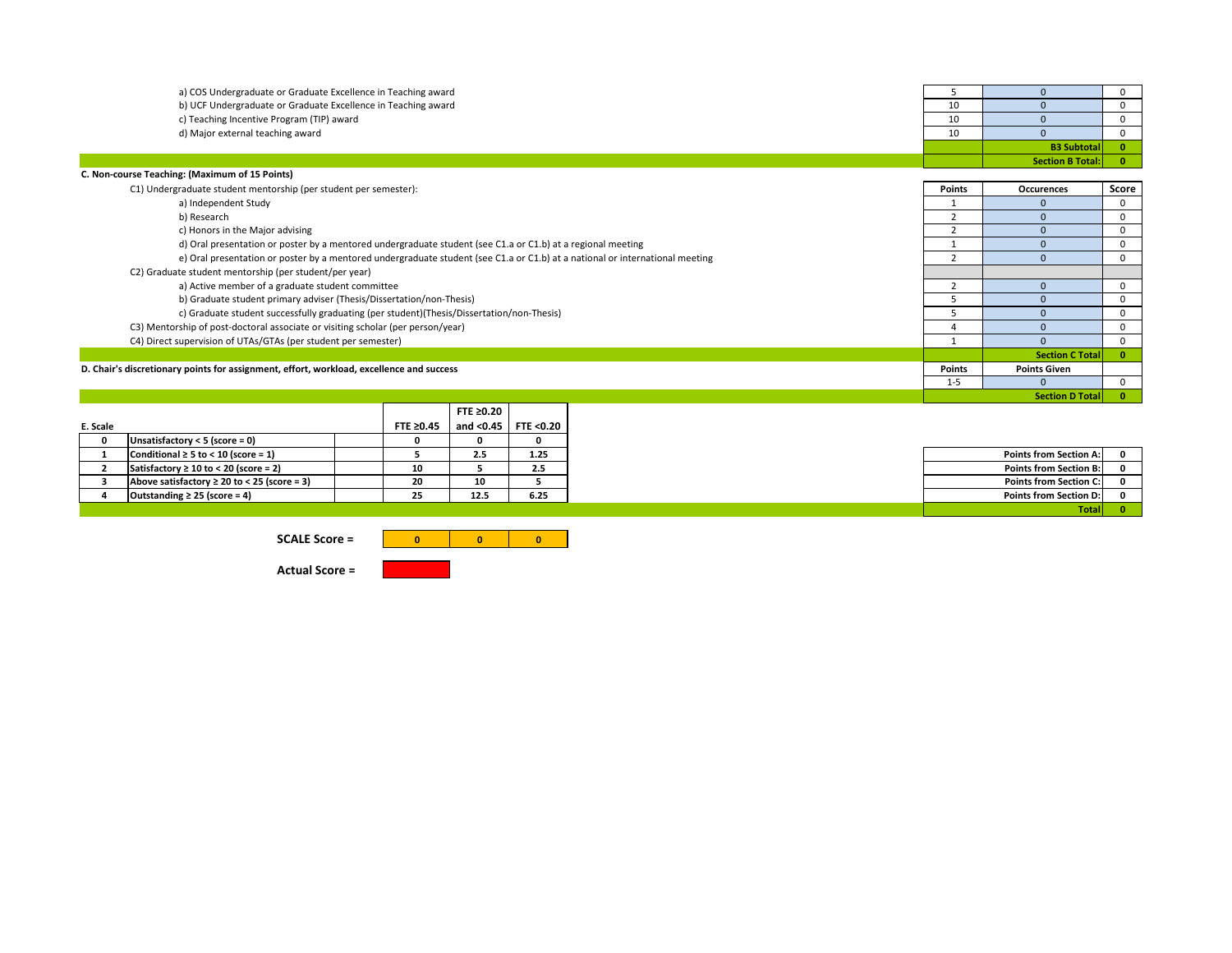| | Points | Occurences | Score |
|---|---|---|---|
| a) COS Undergraduate or Graduate Excellence in Teaching award | 5 | 0 | 0 |
| b) UCF Undergraduate or Graduate Excellence in Teaching award | 10 | 0 | 0 |
| c) Teaching Incentive Program (TIP) award | 10 | 0 | 0 |
| d) Major external teaching award | 10 | 0 | 0 |
| | | **B3 Subtotal** | **0** |
| | | **Section B Total:** | **0** |

**C. Non-course Teaching: (Maximum of 15 Points)**

| | Points | Occurences | Score |
|---|---|---|---|
| C1) Undergraduate student mentorship (per student per semester): | | | |
| a) Independent Study | 1 | 0 | 0 |
| b) Research | 2 | 0 | 0 |
| c) Honors in the Major advising | 2 | 0 | 0 |
| d) Oral presentation or poster by a mentored undergraduate student (see C1.a or C1.b) at a regional meeting | 1 | 0 | 0 |
| e) Oral presentation or poster by a mentored undergraduate student (see C1.a or C1.b) at a national or international meeting | 2 | 0 | 0 |
| C2) Graduate student mentorship (per student/per year) | | | |
| a) Active member of a graduate student committee | 2 | 0 | 0 |
| b) Graduate student primary adviser (Thesis/Dissertation/non-Thesis) | 5 | 0 | 0 |
| c) Graduate student successfully graduating (per student)(Thesis/Dissertation/non-Thesis) | 5 | 0 | 0 |
| C3) Mentorship of post-doctoral associate or visiting scholar (per person/year) | 4 | 0 | 0 |
| C4) Direct supervision of UTAs/GTAs (per student per semester) | 1 | 0 | 0 |
| | | **Section C Total** | **0** |

| **D. Chair's discretionary points for assignment, effort, workload, excellence and success** | **Points** | **Points Given** | |
|---|---|---|---|
| | 1-5 | 0 | 0 |
| | | **Section D Total** | **0** |

| **E. Scale** | | **FTE ≥0.45** | **FTE ≥0.20 and <0.45** | **FTE <0.20** |
|---|---|---|---|---|
| **0** | **Unsatisfactory < 5 (score = 0)** | **0** | **0** | **0** |
| **1** | **Conditional ≥ 5 to < 10 (score = 1)** | **5** | **2.5** | **1.25** |
| **2** | **Satisfactory ≥ 10 to < 20 (score = 2)** | **10** | **5** | **2.5** |
| **3** | **Above satisfactory ≥ 20 to < 25 (score = 3)** | **20** | **10** | **5** |
| **4** | **Outstanding ≥ 25 (score = 4)** | **25** | **12.5** | **6.25** |

| | |
|---|---|
| **Points from Section A:** | **0** |
| **Points from Section B:** | **0** |
| **Points from Section C:** | **0** |
| **Points from Section D:** | **0** |
| **Total** | **0** |

**SCALE Score =** | 0 | 0 | 0 |

**Actual Score =**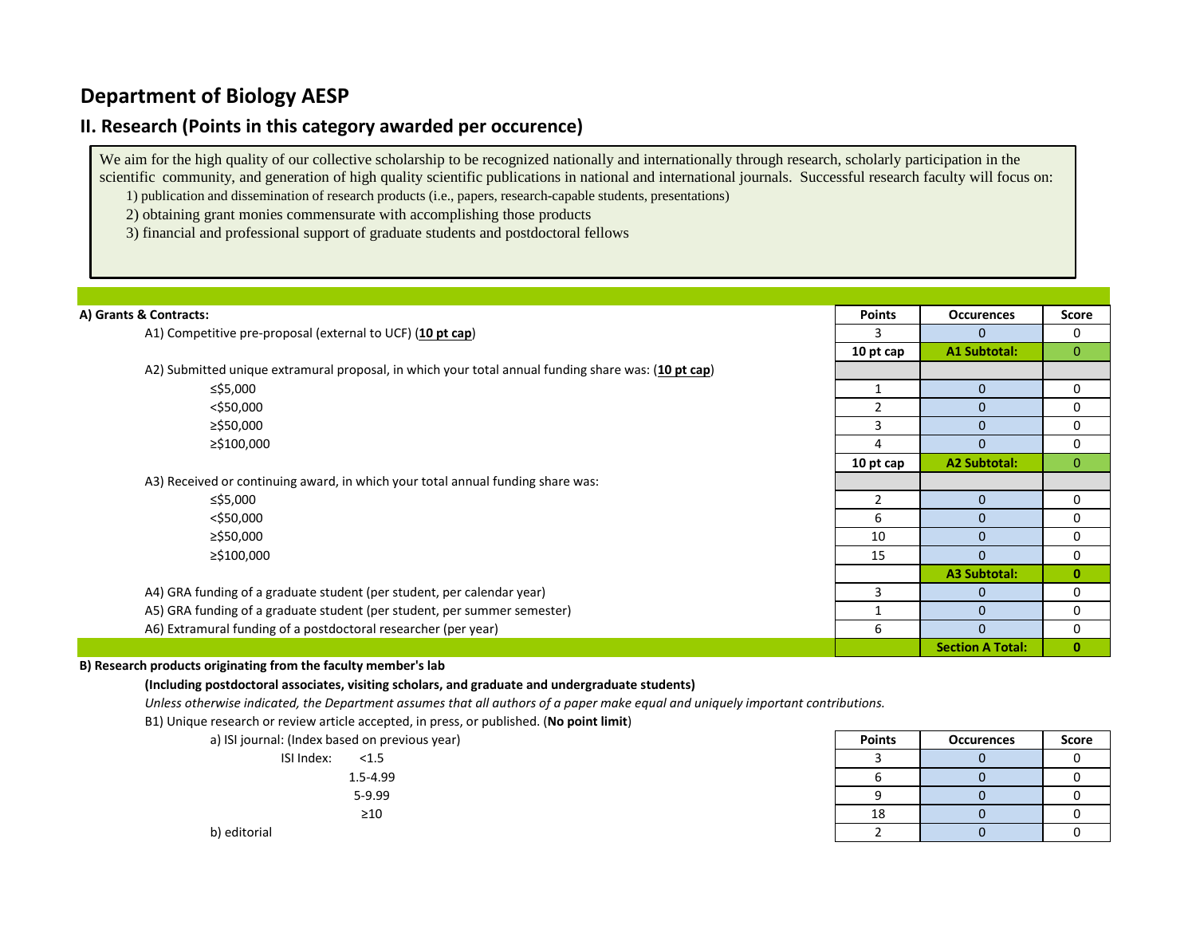# Department of Biology AESP

## II. Research (Points in this category awarded per occurence)

We aim for the high quality of our collective scholarship to be recognized nationally and internationally through research, scholarly participation in the scientific community, and generation of high quality scientific publications in national and international journals. Successful research faculty will focus on:

1) publication and dissemination of research products (i.e., papers, research-capable students, presentations)
2) obtaining grant monies commensurate with accomplishing those products
3) financial and professional support of graduate students and postdoctoral fellows

| A) Grants & Contracts: | Points | Occurences | Score |
|---|---|---|---|
| A1) Competitive pre-proposal (external to UCF) (**10 pt cap**) | 3 | 0 | 0 |
| | **10 pt cap** | **A1 Subtotal:** | 0 |
| A2) Submitted unique extramural proposal, in which your total annual funding share was: (**10 pt cap**) | | | |
| ≤$5,000 | 1 | 0 | 0 |
| <$50,000 | 2 | 0 | 0 |
| ≥$50,000 | 3 | 0 | 0 |
| ≥$100,000 | 4 | 0 | 0 |
| | **10 pt cap** | **A2 Subtotal:** | 0 |
| A3) Received or continuing award, in which your total annual funding share was: | | | |
| ≤$5,000 | 2 | 0 | 0 |
| <$50,000 | 6 | 0 | 0 |
| ≥$50,000 | 10 | 0 | 0 |
| ≥$100,000 | 15 | 0 | 0 |
| | | **A3 Subtotal:** | **0** |
| A4) GRA funding of a graduate student (per student, per calendar year) | 3 | 0 | 0 |
| A5) GRA funding of a graduate student (per student, per summer semester) | 1 | 0 | 0 |
| A6) Extramural funding of a postdoctoral researcher (per year) | 6 | 0 | 0 |
| | | **Section A Total:** | **0** |

**B) Research products originating from the faculty member's lab**

**(Including postdoctoral associates, visiting scholars, and graduate and undergraduate students)**

*Unless otherwise indicated, the Department assumes that all authors of a paper make equal and uniquely important contributions.*

B1) Unique research or review article accepted, in press, or published. (**No point limit**)

| a) ISI journal: (Index based on previous year) | Points | Occurences | Score |
|---|---|---|---|
| ISI Index: <1.5 | 3 | 0 | 0 |
| 1.5-4.99 | 6 | 0 | 0 |
| 5-9.99 | 9 | 0 | 0 |
| ≥10 | 18 | 0 | 0 |
| b) editorial | 2 | 0 | 0 |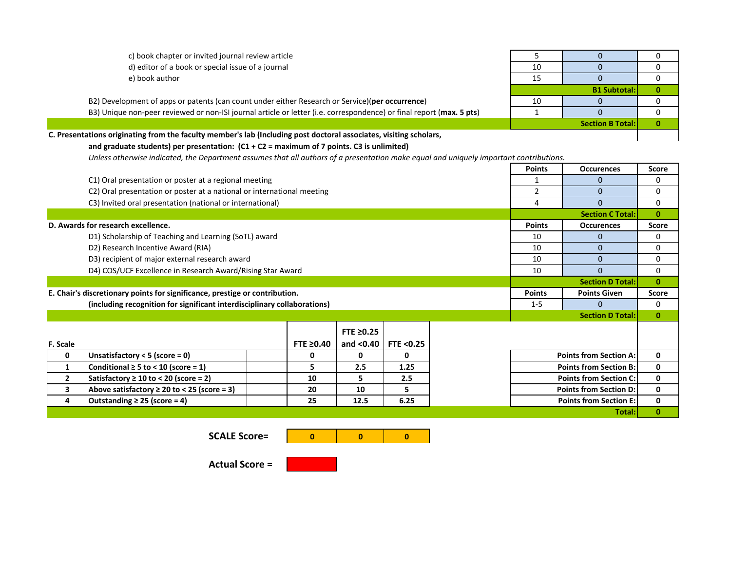| | Points | Occurences | Score |
|---|---|---|---|
| c) book chapter or invited journal review article | 5 | 0 | 0 |
| d) editor of a book or special issue of a journal | 10 | 0 | 0 |
| e) book author | 15 | 0 | 0 |
| | | **B1 Subtotal:** | **0** |
| B2) Development of apps or patents (can count under either Research or Service)(**per occurrence**) | 10 | 0 | 0 |
| B3) Unique non-peer reviewed or non-ISI journal article or letter (i.e. correspondence) or final report (**max. 5 pts**) | 1 | 0 | 0 |
| | | **Section B Total:** | **0** |

**C. Presentations originating from the faculty member's lab (Including post doctoral associates, visiting scholars, and graduate students) per presentation: (C1 + C2 = maximum of 7 points. C3 is unlimited)**

*Unless otherwise indicated, the Department assumes that all authors of a presentation make equal and uniquely important contributions.*

| | Points | Occurences | Score |
|---|---|---|---|
| C1) Oral presentation or poster at a regional meeting | 1 | 0 | 0 |
| C2) Oral presentation or poster at a national or international meeting | 2 | 0 | 0 |
| C3) Invited oral presentation (national or international) | 4 | 0 | 0 |
| | | **Section C Total:** | **0** |

| **D. Awards for research excellence.** | Points | Occurences | Score |
|---|---|---|---|
| D1) Scholarship of Teaching and Learning (SoTL) award | 10 | 0 | 0 |
| D2) Research Incentive Award (RIA) | 10 | 0 | 0 |
| D3) recipient of major external research award | 10 | 0 | 0 |
| D4) COS/UCF Excellence in Research Award/Rising Star Award | 10 | 0 | 0 |
| | | **Section D Total:** | **0** |

| **E. Chair's discretionary points for significance, prestige or contribution.** | Points | Points Given | Score |
|---|---|---|---|
| **(including recognition for significant interdisciplinary collaborations)** | 1-5 | 0 | 0 |
| | | **Section D Total:** | **0** |

| **F. Scale** | | **FTE ≥0.40** | **FTE ≥0.25 and <0.40** | **FTE <0.25** |
|---|---|---|---|---|
| **0** | **Unsatisfactory < 5 (score = 0)** | **0** | **0** | **0** |
| **1** | **Conditional ≥ 5 to < 10 (score = 1)** | **5** | **2.5** | **1.25** |
| **2** | **Satisfactory ≥ 10 to < 20 (score = 2)** | **10** | **5** | **2.5** |
| **3** | **Above satisfactory ≥ 20 to < 25 (score = 3)** | **20** | **10** | **5** |
| **4** | **Outstanding ≥ 25 (score = 4)** | **25** | **12.5** | **6.25** |

| | |
|---|---|
| **Points from Section A:** | **0** |
| **Points from Section B:** | **0** |
| **Points from Section C:** | **0** |
| **Points from Section D:** | **0** |
| **Points from Section E:** | **0** |
| **Total:** | **0** |

| **SCALE Score=** | **0** | **0** | **0** |
|---|---|---|---|

**Actual Score =**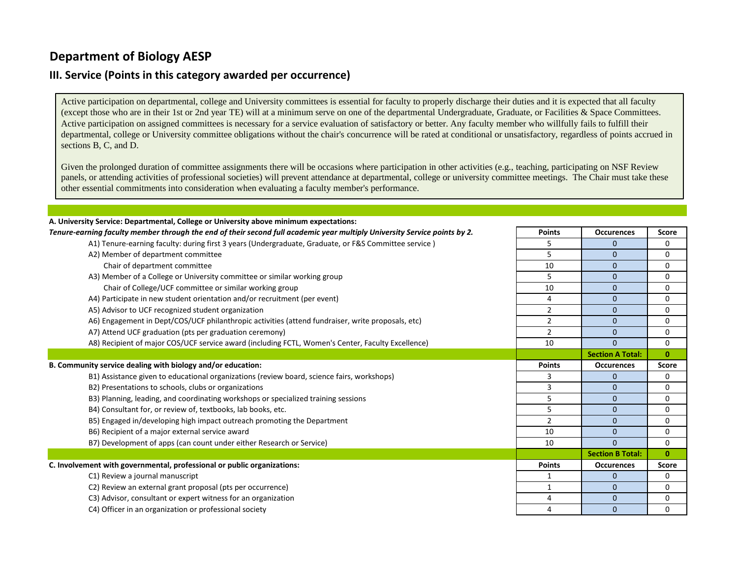# Department of Biology AESP

## III. Service (Points in this category awarded per occurrence)

Active participation on departmental, college and University committees is essential for faculty to properly discharge their duties and it is expected that all faculty (except those who are in their 1st or 2nd year TE) will at a minimum serve on one of the departmental Undergraduate, Graduate, or Facilities & Space Committees. Active participation on assigned committees is necessary for a service evaluation of satisfactory or better. Any faculty member who willfully fails to fulfill their departmental, college or University committee obligations without the chair's concurrence will be rated at conditional or unsatisfactory, regardless of points accrued in sections B, C, and D.

Given the prolonged duration of committee assignments there will be occasions where participation in other activities (e.g., teaching, participating on NSF Review panels, or attending activities of professional societies) will prevent attendance at departmental, college or university committee meetings. The Chair must take these other essential commitments into consideration when evaluating a faculty member's performance.

**A. University Service: Departmental, College or University above minimum expectations:**

***Tenure-earning faculty member through the end of their second full academic year multiply University Service points by 2.***

| Item | Points | Occurences | Score |
|---|---|---|---|
| A1) Tenure-earning faculty: during first 3 years (Undergraduate, Graduate, or F&S Committee service ) | 5 | 0 | 0 |
| A2) Member of department committee | 5 | 0 | 0 |
| Chair of department committee | 10 | 0 | 0 |
| A3) Member of a College or University committee or similar working group | 5 | 0 | 0 |
| Chair of College/UCF committee or similar working group | 10 | 0 | 0 |
| A4) Participate in new student orientation and/or recruitment (per event) | 4 | 0 | 0 |
| A5) Advisor to UCF recognized student organization | 2 | 0 | 0 |
| A6) Engagement in Dept/COS/UCF philanthropic activities (attend fundraiser, write proposals, etc) | 2 | 0 | 0 |
| A7) Attend UCF graduation (pts per graduation ceremony) | 2 | 0 | 0 |
| A8) Recipient of major COS/UCF service award (including FCTL, Women's Center, Faculty Excellence) | 10 | 0 | 0 |
| | | **Section A Total:** | **0** |

**B. Community service dealing with biology and/or education:**

| Item | Points | Occurences | Score |
|---|---|---|---|
| B1) Assistance given to educational organizations (review board, science fairs, workshops) | 3 | 0 | 0 |
| B2) Presentations to schools, clubs or organizations | 3 | 0 | 0 |
| B3) Planning, leading, and coordinating workshops or specialized training sessions | 5 | 0 | 0 |
| B4) Consultant for, or review of, textbooks, lab books, etc. | 5 | 0 | 0 |
| B5) Engaged in/developing high impact outreach promoting the Department | 2 | 0 | 0 |
| B6) Recipient of a major external service award | 10 | 0 | 0 |
| B7) Development of apps (can count under either Research or Service) | 10 | 0 | 0 |
| | | **Section B Total:** | **0** |

**C. Involvement with governmental, professional or public organizations:**

| Item | Points | Occurences | Score |
|---|---|---|---|
| C1) Review a journal manuscript | 1 | 0 | 0 |
| C2) Review an external grant proposal (pts per occurrence) | 1 | 0 | 0 |
| C3) Advisor, consultant or expert witness for an organization | 4 | 0 | 0 |
| C4) Officer in an organization or professional society | 4 | 0 | 0 |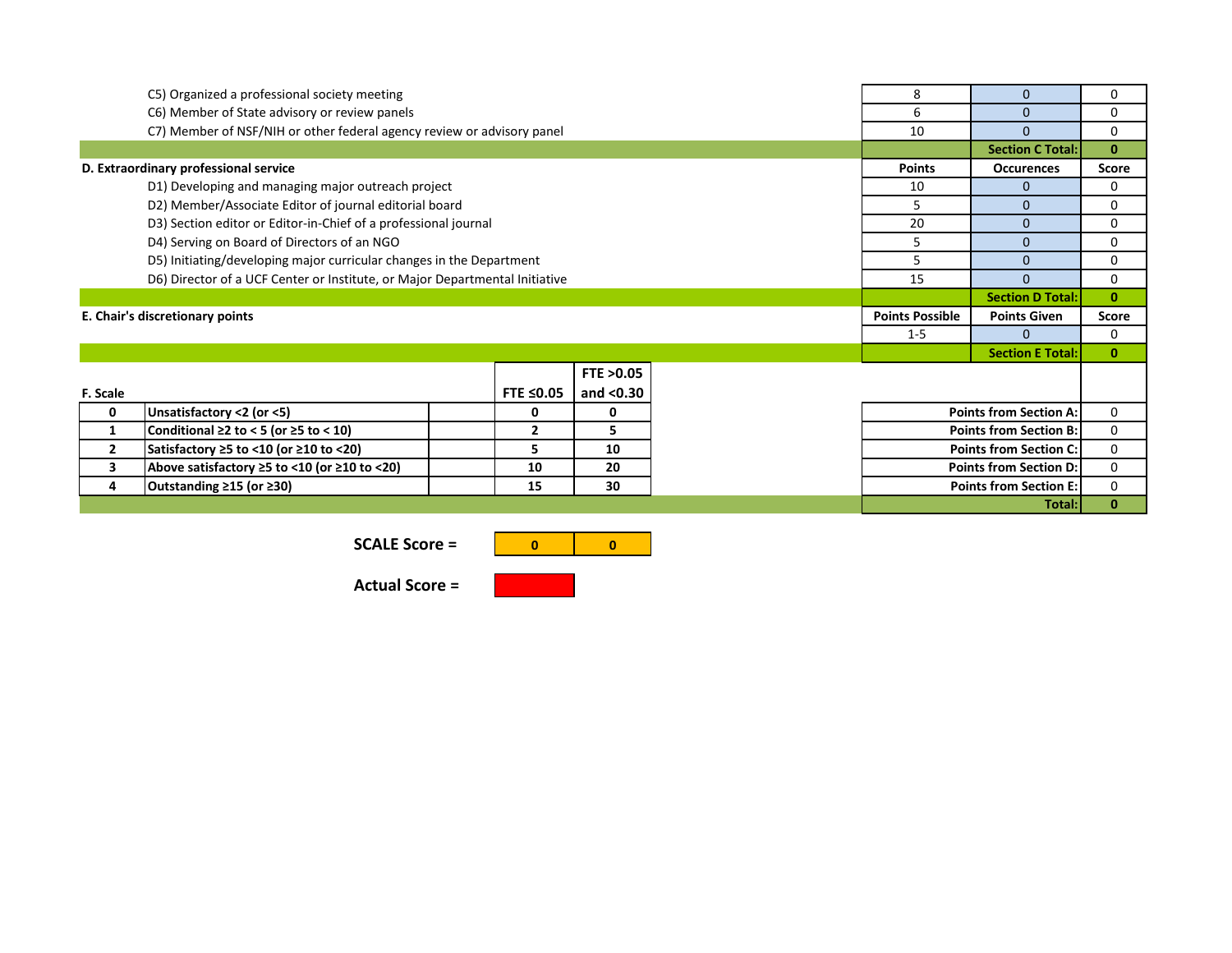| | Points | Occurences | Score |
|---|---|---|---|
| C5) Organized a professional society meeting | 8 | 0 | 0 |
| C6) Member of State advisory or review panels | 6 | 0 | 0 |
| C7) Member of NSF/NIH or other federal agency review or advisory panel | 10 | 0 | 0 |
| | | **Section C Total:** | **0** |

| **D. Extraordinary professional service** | **Points** | **Occurences** | **Score** |
|---|---|---|---|
| D1) Developing and managing major outreach project | 10 | 0 | 0 |
| D2) Member/Associate Editor of journal editorial board | 5 | 0 | 0 |
| D3) Section editor or Editor-in-Chief of a professional journal | 20 | 0 | 0 |
| D4) Serving on Board of Directors of an NGO | 5 | 0 | 0 |
| D5) Initiating/developing major curricular changes in the Department | 5 | 0 | 0 |
| D6) Director of a UCF Center or Institute, or Major Departmental Initiative | 15 | 0 | 0 |
| | | **Section D Total:** | **0** |

| **E. Chair's discretionary points** | **Points Possible** | **Points Given** | **Score** |
|---|---|---|---|
| | 1-5 | 0 | 0 |
| | | **Section E Total:** | **0** |

| **F. Scale** | | **FTE ≤0.05** | **FTE >0.05 and <0.30** |
|---|---|---|---|
| **0** | **Unsatisfactory <2 (or <5)** | **0** | **0** |
| **1** | **Conditional ≥2 to < 5 (or ≥5 to < 10)** | **2** | **5** |
| **2** | **Satisfactory ≥5 to <10 (or ≥10 to <20)** | **5** | **10** |
| **3** | **Above satisfactory ≥5 to <10 (or ≥10 to <20)** | **10** | **20** |
| **4** | **Outstanding ≥15 (or ≥30)** | **15** | **30** |

| | |
|---|---|
| **Points from Section A:** | 0 |
| **Points from Section B:** | 0 |
| **Points from Section C:** | 0 |
| **Points from Section D:** | 0 |
| **Points from Section E:** | 0 |
| **Total:** | **0** |

**SCALE Score =** **0** **0**

**Actual Score =**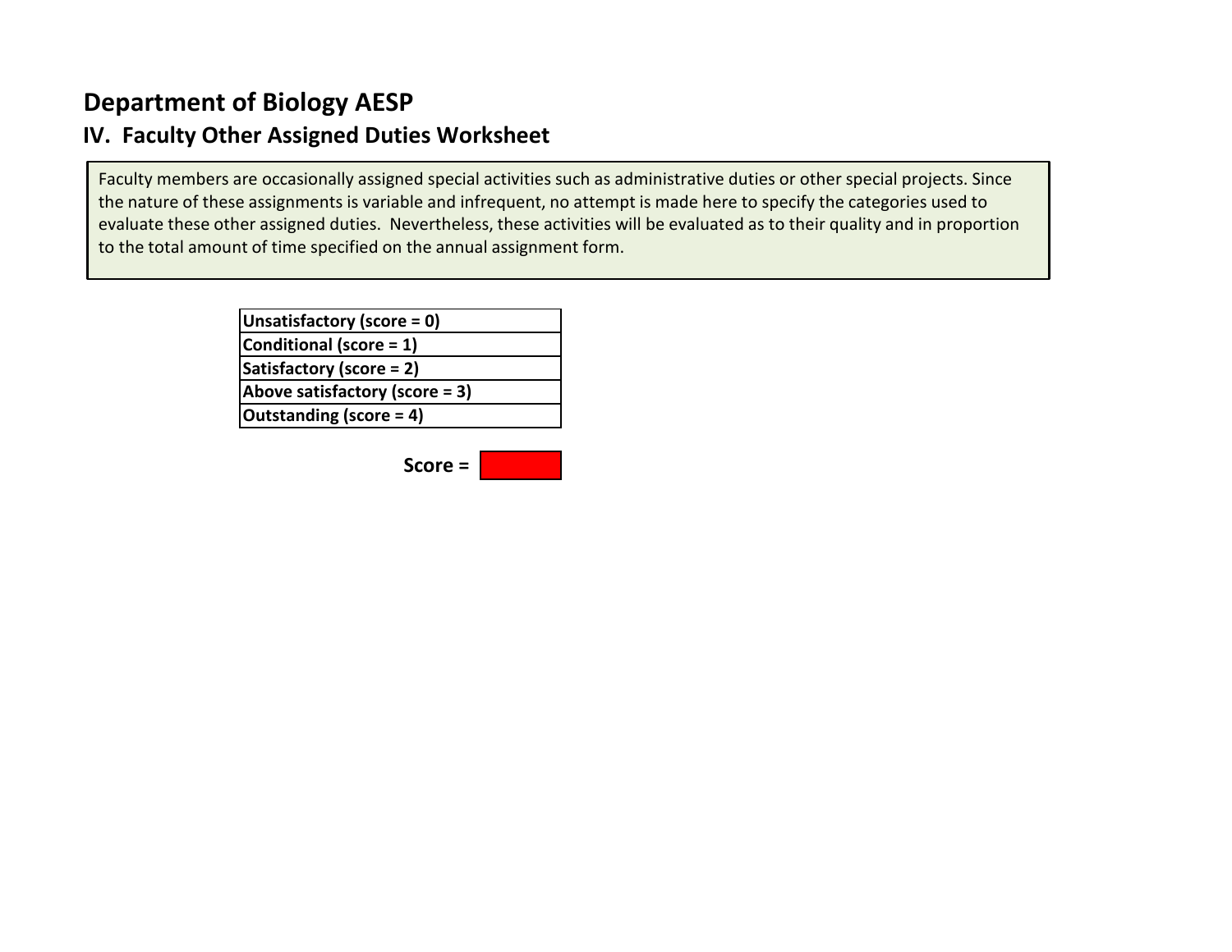# Department of Biology AESP

## IV. Faculty Other Assigned Duties Worksheet

Faculty members are occasionally assigned special activities such as administrative duties or other special projects. Since the nature of these assignments is variable and infrequent, no attempt is made here to specify the categories used to evaluate these other assigned duties. Nevertheless, these activities will be evaluated as to their quality and in proportion to the total amount of time specified on the annual assignment form.

| |
|---|
| **Unsatisfactory (score = 0)** |
| **Conditional (score = 1)** |
| **Satisfactory (score = 2)** |
| **Above satisfactory (score = 3)** |
| **Outstanding (score = 4)** |

**Score =**